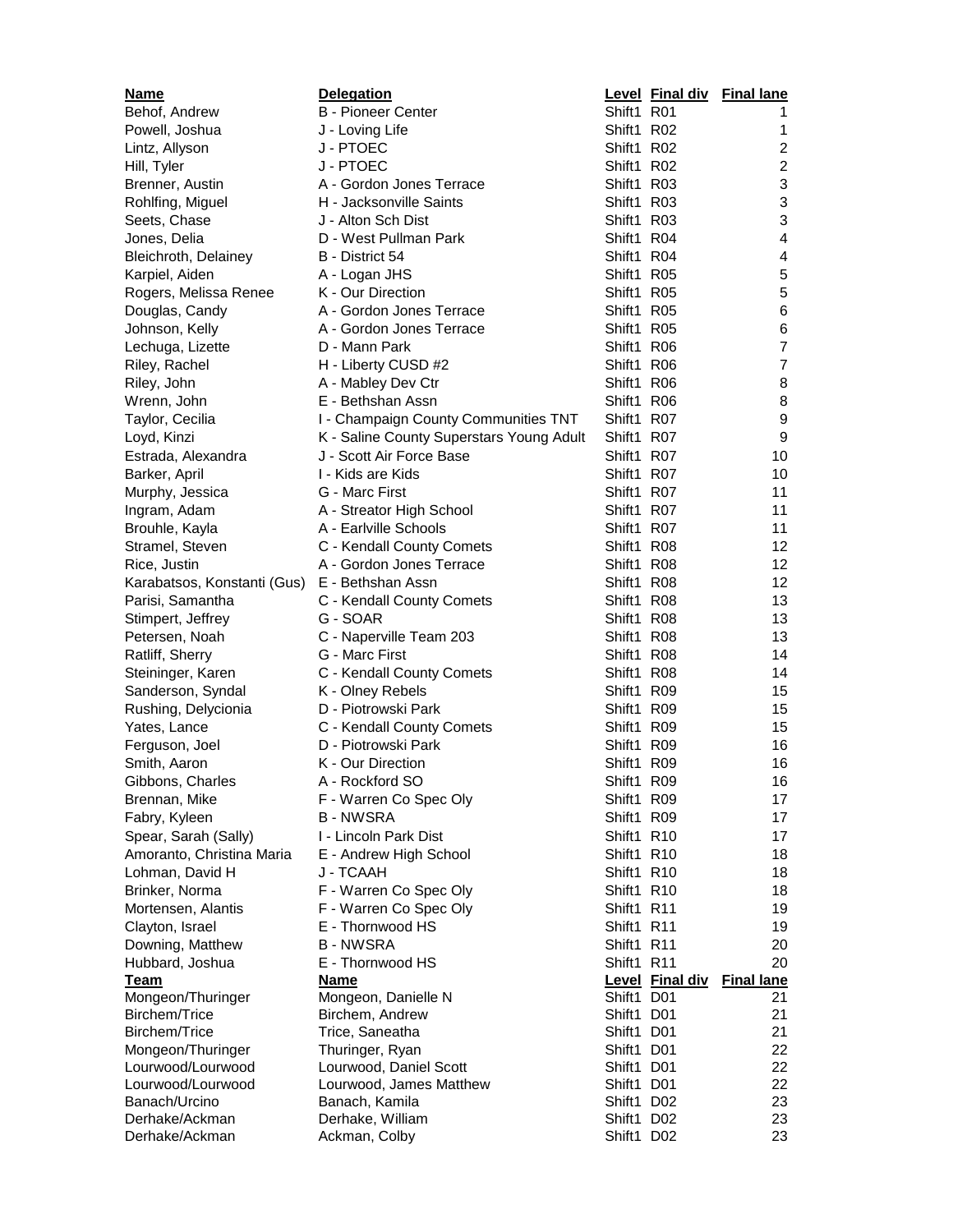| Name | Delegation | Level | Final div | Final lane |
|---|---|---|---|---|
| Behof, Andrew | B - Pioneer Center | Shift1 | R01 | 1 |
| Powell, Joshua | J - Loving Life | Shift1 | R02 | 1 |
| Lintz, Allyson | J - PTOEC | Shift1 | R02 | 2 |
| Hill, Tyler | J - PTOEC | Shift1 | R02 | 2 |
| Brenner, Austin | A - Gordon Jones Terrace | Shift1 | R03 | 3 |
| Rohlfing, Miguel | H - Jacksonville Saints | Shift1 | R03 | 3 |
| Seets, Chase | J - Alton Sch Dist | Shift1 | R03 | 3 |
| Jones, Delia | D - West Pullman Park | Shift1 | R04 | 4 |
| Bleichroth, Delainey | B - District 54 | Shift1 | R04 | 4 |
| Karpiel, Aiden | A - Logan JHS | Shift1 | R05 | 5 |
| Rogers, Melissa Renee | K - Our Direction | Shift1 | R05 | 5 |
| Douglas, Candy | A - Gordon Jones Terrace | Shift1 | R05 | 6 |
| Johnson, Kelly | A - Gordon Jones Terrace | Shift1 | R05 | 6 |
| Lechuga, Lizette | D - Mann Park | Shift1 | R06 | 7 |
| Riley, Rachel | H - Liberty CUSD #2 | Shift1 | R06 | 7 |
| Riley, John | A - Mabley Dev Ctr | Shift1 | R06 | 8 |
| Wrenn, John | E - Bethshan Assn | Shift1 | R06 | 8 |
| Taylor, Cecilia | I - Champaign County Communities TNT | Shift1 | R07 | 9 |
| Loyd, Kinzi | K - Saline County Superstars Young Adult | Shift1 | R07 | 9 |
| Estrada, Alexandra | J - Scott Air Force Base | Shift1 | R07 | 10 |
| Barker, April | I - Kids are Kids | Shift1 | R07 | 10 |
| Murphy, Jessica | G - Marc First | Shift1 | R07 | 11 |
| Ingram, Adam | A - Streator High School | Shift1 | R07 | 11 |
| Brouhle, Kayla | A - Earlville Schools | Shift1 | R07 | 11 |
| Stramel, Steven | C - Kendall County Comets | Shift1 | R08 | 12 |
| Rice, Justin | A - Gordon Jones Terrace | Shift1 | R08 | 12 |
| Karabatsos, Konstanti (Gus) | E - Bethshan Assn | Shift1 | R08 | 12 |
| Parisi, Samantha | C - Kendall County Comets | Shift1 | R08 | 13 |
| Stimpert, Jeffrey | G - SOAR | Shift1 | R08 | 13 |
| Petersen, Noah | C - Naperville Team 203 | Shift1 | R08 | 13 |
| Ratliff, Sherry | G - Marc First | Shift1 | R08 | 14 |
| Steininger, Karen | C - Kendall County Comets | Shift1 | R08 | 14 |
| Sanderson, Syndal | K - Olney Rebels | Shift1 | R09 | 15 |
| Rushing, Delycionia | D - Piotrowski Park | Shift1 | R09 | 15 |
| Yates, Lance | C - Kendall County Comets | Shift1 | R09 | 15 |
| Ferguson, Joel | D - Piotrowski Park | Shift1 | R09 | 16 |
| Smith, Aaron | K - Our Direction | Shift1 | R09 | 16 |
| Gibbons, Charles | A - Rockford SO | Shift1 | R09 | 16 |
| Brennan, Mike | F - Warren Co Spec Oly | Shift1 | R09 | 17 |
| Fabry, Kyleen | B - NWSRA | Shift1 | R09 | 17 |
| Spear, Sarah (Sally) | I - Lincoln Park Dist | Shift1 | R10 | 17 |
| Amoranto, Christina Maria | E - Andrew High School | Shift1 | R10 | 18 |
| Lohman, David H | J - TCAAH | Shift1 | R10 | 18 |
| Brinker, Norma | F - Warren Co Spec Oly | Shift1 | R10 | 18 |
| Mortensen, Alantis | F - Warren Co Spec Oly | Shift1 | R11 | 19 |
| Clayton, Israel | E - Thornwood HS | Shift1 | R11 | 19 |
| Downing, Matthew | B - NWSRA | Shift1 | R11 | 20 |
| Hubbard, Joshua | E - Thornwood HS | Shift1 | R11 | 20 |

| Team | Name | Level | Final div | Final lane |
|---|---|---|---|---|
| Mongeon/Thuringer | Mongeon, Danielle N | Shift1 | D01 | 21 |
| Birchem/Trice | Birchem, Andrew | Shift1 | D01 | 21 |
| Birchem/Trice | Trice, Saneatha | Shift1 | D01 | 21 |
| Mongeon/Thuringer | Thuringer, Ryan | Shift1 | D01 | 22 |
| Lourwood/Lourwood | Lourwood, Daniel Scott | Shift1 | D01 | 22 |
| Lourwood/Lourwood | Lourwood, James Matthew | Shift1 | D01 | 22 |
| Banach/Urcino | Banach, Kamila | Shift1 | D02 | 23 |
| Derhake/Ackman | Derhake, William | Shift1 | D02 | 23 |
| Derhake/Ackman | Ackman, Colby | Shift1 | D02 | 23 |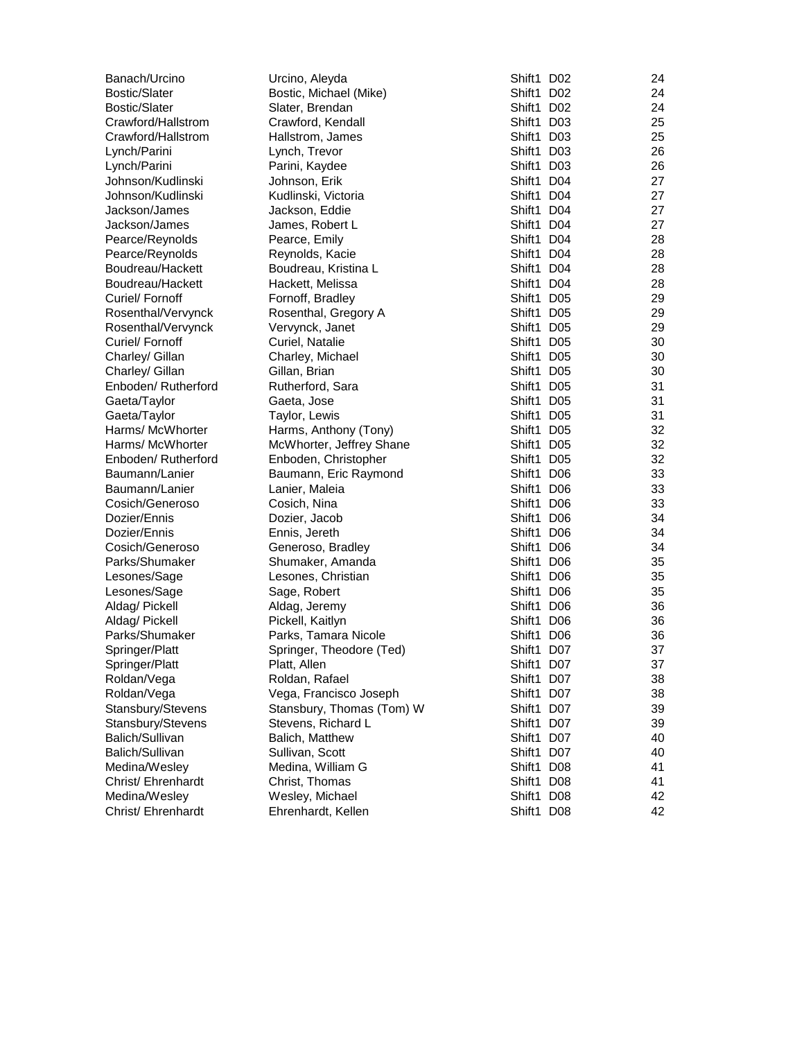| | | | | |
|---|---|---|---|---|
| Banach/Urcino | Urcino, Aleyda | Shift1 | D02 | 24 |
| Bostic/Slater | Bostic, Michael (Mike) | Shift1 | D02 | 24 |
| Bostic/Slater | Slater, Brendan | Shift1 | D02 | 24 |
| Crawford/Hallstrom | Crawford, Kendall | Shift1 | D03 | 25 |
| Crawford/Hallstrom | Hallstrom, James | Shift1 | D03 | 25 |
| Lynch/Parini | Lynch, Trevor | Shift1 | D03 | 26 |
| Lynch/Parini | Parini, Kaydee | Shift1 | D03 | 26 |
| Johnson/Kudlinski | Johnson, Erik | Shift1 | D04 | 27 |
| Johnson/Kudlinski | Kudlinski, Victoria | Shift1 | D04 | 27 |
| Jackson/James | Jackson, Eddie | Shift1 | D04 | 27 |
| Jackson/James | James, Robert L | Shift1 | D04 | 27 |
| Pearce/Reynolds | Pearce, Emily | Shift1 | D04 | 28 |
| Pearce/Reynolds | Reynolds, Kacie | Shift1 | D04 | 28 |
| Boudreau/Hackett | Boudreau, Kristina L | Shift1 | D04 | 28 |
| Boudreau/Hackett | Hackett, Melissa | Shift1 | D04 | 28 |
| Curiel/ Fornoff | Fornoff, Bradley | Shift1 | D05 | 29 |
| Rosenthal/Vervynck | Rosenthal, Gregory A | Shift1 | D05 | 29 |
| Rosenthal/Vervynck | Vervynck, Janet | Shift1 | D05 | 29 |
| Curiel/ Fornoff | Curiel, Natalie | Shift1 | D05 | 30 |
| Charley/ Gillan | Charley, Michael | Shift1 | D05 | 30 |
| Charley/ Gillan | Gillan, Brian | Shift1 | D05 | 30 |
| Enboden/ Rutherford | Rutherford, Sara | Shift1 | D05 | 31 |
| Gaeta/Taylor | Gaeta, Jose | Shift1 | D05 | 31 |
| Gaeta/Taylor | Taylor, Lewis | Shift1 | D05 | 31 |
| Harms/ McWhorter | Harms, Anthony (Tony) | Shift1 | D05 | 32 |
| Harms/ McWhorter | McWhorter, Jeffrey Shane | Shift1 | D05 | 32 |
| Enboden/ Rutherford | Enboden, Christopher | Shift1 | D05 | 32 |
| Baumann/Lanier | Baumann, Eric Raymond | Shift1 | D06 | 33 |
| Baumann/Lanier | Lanier, Maleia | Shift1 | D06 | 33 |
| Cosich/Generoso | Cosich, Nina | Shift1 | D06 | 33 |
| Dozier/Ennis | Dozier, Jacob | Shift1 | D06 | 34 |
| Dozier/Ennis | Ennis, Jereth | Shift1 | D06 | 34 |
| Cosich/Generoso | Generoso, Bradley | Shift1 | D06 | 34 |
| Parks/Shumaker | Shumaker, Amanda | Shift1 | D06 | 35 |
| Lesones/Sage | Lesones, Christian | Shift1 | D06 | 35 |
| Lesones/Sage | Sage, Robert | Shift1 | D06 | 35 |
| Aldag/ Pickell | Aldag, Jeremy | Shift1 | D06 | 36 |
| Aldag/ Pickell | Pickell, Kaitlyn | Shift1 | D06 | 36 |
| Parks/Shumaker | Parks, Tamara Nicole | Shift1 | D06 | 36 |
| Springer/Platt | Springer, Theodore (Ted) | Shift1 | D07 | 37 |
| Springer/Platt | Platt, Allen | Shift1 | D07 | 37 |
| Roldan/Vega | Roldan, Rafael | Shift1 | D07 | 38 |
| Roldan/Vega | Vega, Francisco Joseph | Shift1 | D07 | 38 |
| Stansbury/Stevens | Stansbury, Thomas (Tom) W | Shift1 | D07 | 39 |
| Stansbury/Stevens | Stevens, Richard L | Shift1 | D07 | 39 |
| Balich/Sullivan | Balich, Matthew | Shift1 | D07 | 40 |
| Balich/Sullivan | Sullivan, Scott | Shift1 | D07 | 40 |
| Medina/Wesley | Medina, William G | Shift1 | D08 | 41 |
| Christ/ Ehrenhardt | Christ, Thomas | Shift1 | D08 | 41 |
| Medina/Wesley | Wesley, Michael | Shift1 | D08 | 42 |
| Christ/ Ehrenhardt | Ehrenhardt, Kellen | Shift1 | D08 | 42 |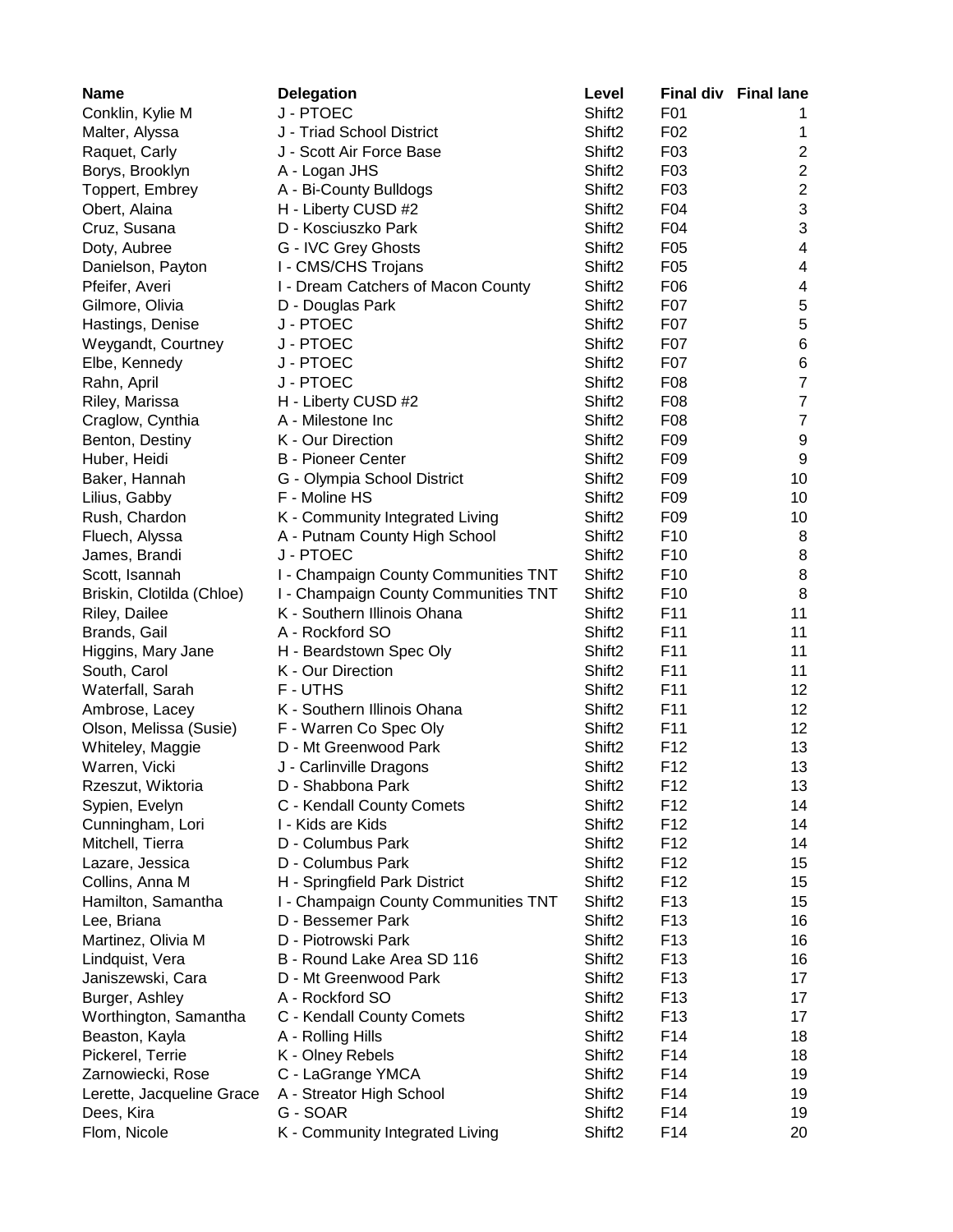| Name | Delegation | Level | Final div | Final lane |
| --- | --- | --- | --- | --- |
| Conklin, Kylie M | J - PTOEC | Shift2 | F01 | 1 |
| Malter, Alyssa | J - Triad School District | Shift2 | F02 | 1 |
| Raquet, Carly | J - Scott Air Force Base | Shift2 | F03 | 2 |
| Borys, Brooklyn | A - Logan JHS | Shift2 | F03 | 2 |
| Toppert, Embrey | A - Bi-County Bulldogs | Shift2 | F03 | 2 |
| Obert, Alaina | H - Liberty CUSD #2 | Shift2 | F04 | 3 |
| Cruz, Susana | D - Kosciuszko Park | Shift2 | F04 | 3 |
| Doty, Aubree | G - IVC Grey Ghosts | Shift2 | F05 | 4 |
| Danielson, Payton | I - CMS/CHS Trojans | Shift2 | F05 | 4 |
| Pfeifer, Averi | I - Dream Catchers of Macon County | Shift2 | F06 | 4 |
| Gilmore, Olivia | D - Douglas Park | Shift2 | F07 | 5 |
| Hastings, Denise | J - PTOEC | Shift2 | F07 | 5 |
| Weygandt, Courtney | J - PTOEC | Shift2 | F07 | 6 |
| Elbe, Kennedy | J - PTOEC | Shift2 | F07 | 6 |
| Rahn, April | J - PTOEC | Shift2 | F08 | 7 |
| Riley, Marissa | H - Liberty CUSD #2 | Shift2 | F08 | 7 |
| Craglow, Cynthia | A - Milestone Inc | Shift2 | F08 | 7 |
| Benton, Destiny | K - Our Direction | Shift2 | F09 | 9 |
| Huber, Heidi | B - Pioneer Center | Shift2 | F09 | 9 |
| Baker, Hannah | G - Olympia School District | Shift2 | F09 | 10 |
| Lilius, Gabby | F - Moline HS | Shift2 | F09 | 10 |
| Rush, Chardon | K - Community Integrated Living | Shift2 | F09 | 10 |
| Fluech, Alyssa | A - Putnam County High School | Shift2 | F10 | 8 |
| James, Brandi | J - PTOEC | Shift2 | F10 | 8 |
| Scott, Isannah | I - Champaign County Communities TNT | Shift2 | F10 | 8 |
| Briskin, Clotilda (Chloe) | I - Champaign County Communities TNT | Shift2 | F10 | 8 |
| Riley, Dailee | K - Southern Illinois Ohana | Shift2 | F11 | 11 |
| Brands, Gail | A - Rockford SO | Shift2 | F11 | 11 |
| Higgins, Mary Jane | H - Beardstown Spec Oly | Shift2 | F11 | 11 |
| South, Carol | K - Our Direction | Shift2 | F11 | 11 |
| Waterfall, Sarah | F - UTHS | Shift2 | F11 | 12 |
| Ambrose, Lacey | K - Southern Illinois Ohana | Shift2 | F11 | 12 |
| Olson, Melissa (Susie) | F - Warren Co Spec Oly | Shift2 | F11 | 12 |
| Whiteley, Maggie | D - Mt Greenwood Park | Shift2 | F12 | 13 |
| Warren, Vicki | J - Carlinville Dragons | Shift2 | F12 | 13 |
| Rzeszut, Wiktoria | D - Shabbona Park | Shift2 | F12 | 13 |
| Sypien, Evelyn | C - Kendall County Comets | Shift2 | F12 | 14 |
| Cunningham, Lori | I - Kids are Kids | Shift2 | F12 | 14 |
| Mitchell, Tierra | D - Columbus Park | Shift2 | F12 | 14 |
| Lazare, Jessica | D - Columbus Park | Shift2 | F12 | 15 |
| Collins, Anna M | H - Springfield Park District | Shift2 | F12 | 15 |
| Hamilton, Samantha | I - Champaign County Communities TNT | Shift2 | F13 | 15 |
| Lee, Briana | D - Bessemer Park | Shift2 | F13 | 16 |
| Martinez, Olivia M | D - Piotrowski Park | Shift2 | F13 | 16 |
| Lindquist, Vera | B - Round Lake Area SD 116 | Shift2 | F13 | 16 |
| Janiszewski, Cara | D - Mt Greenwood Park | Shift2 | F13 | 17 |
| Burger, Ashley | A - Rockford SO | Shift2 | F13 | 17 |
| Worthington, Samantha | C - Kendall County Comets | Shift2 | F13 | 17 |
| Beaston, Kayla | A - Rolling Hills | Shift2 | F14 | 18 |
| Pickerel, Terrie | K - Olney Rebels | Shift2 | F14 | 18 |
| Zarnowiecki, Rose | C - LaGrange YMCA | Shift2 | F14 | 19 |
| Lerette, Jacqueline Grace | A - Streator High School | Shift2 | F14 | 19 |
| Dees, Kira | G - SOAR | Shift2 | F14 | 19 |
| Flom, Nicole | K - Community Integrated Living | Shift2 | F14 | 20 |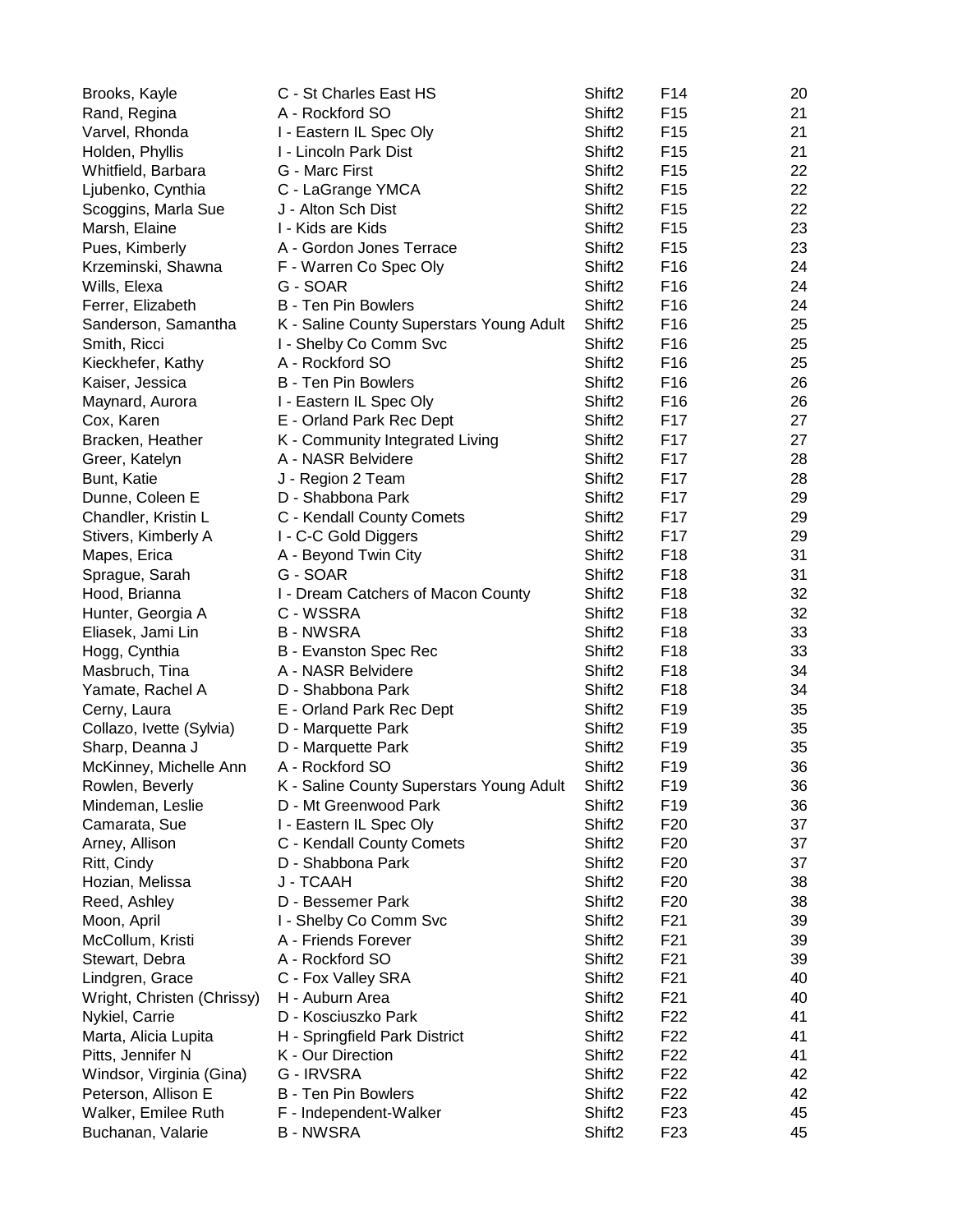| | | | | |
|---|---|---|---|---|
| Brooks, Kayle | C - St Charles East HS | Shift2 | F14 | 20 |
| Rand, Regina | A - Rockford SO | Shift2 | F15 | 21 |
| Varvel, Rhonda | I - Eastern IL Spec Oly | Shift2 | F15 | 21 |
| Holden, Phyllis | I - Lincoln Park Dist | Shift2 | F15 | 21 |
| Whitfield, Barbara | G - Marc First | Shift2 | F15 | 22 |
| Ljubenko, Cynthia | C - LaGrange YMCA | Shift2 | F15 | 22 |
| Scoggins, Marla Sue | J - Alton Sch Dist | Shift2 | F15 | 22 |
| Marsh, Elaine | I - Kids are Kids | Shift2 | F15 | 23 |
| Pues, Kimberly | A - Gordon Jones Terrace | Shift2 | F15 | 23 |
| Krzeminski, Shawna | F - Warren Co Spec Oly | Shift2 | F16 | 24 |
| Wills, Elexa | G - SOAR | Shift2 | F16 | 24 |
| Ferrer, Elizabeth | B - Ten Pin Bowlers | Shift2 | F16 | 24 |
| Sanderson, Samantha | K - Saline County Superstars Young Adult | Shift2 | F16 | 25 |
| Smith, Ricci | I - Shelby Co Comm Svc | Shift2 | F16 | 25 |
| Kieckhefer, Kathy | A - Rockford SO | Shift2 | F16 | 25 |
| Kaiser, Jessica | B - Ten Pin Bowlers | Shift2 | F16 | 26 |
| Maynard, Aurora | I - Eastern IL Spec Oly | Shift2 | F16 | 26 |
| Cox, Karen | E - Orland Park Rec Dept | Shift2 | F17 | 27 |
| Bracken, Heather | K - Community Integrated Living | Shift2 | F17 | 27 |
| Greer, Katelyn | A - NASR Belvidere | Shift2 | F17 | 28 |
| Bunt, Katie | J - Region 2 Team | Shift2 | F17 | 28 |
| Dunne, Coleen E | D - Shabbona Park | Shift2 | F17 | 29 |
| Chandler, Kristin L | C - Kendall County Comets | Shift2 | F17 | 29 |
| Stivers, Kimberly A | I - C-C Gold Diggers | Shift2 | F17 | 29 |
| Mapes, Erica | A - Beyond Twin City | Shift2 | F18 | 31 |
| Sprague, Sarah | G - SOAR | Shift2 | F18 | 31 |
| Hood, Brianna | I - Dream Catchers of Macon County | Shift2 | F18 | 32 |
| Hunter, Georgia A | C - WSSRA | Shift2 | F18 | 32 |
| Eliasek, Jami Lin | B - NWSRA | Shift2 | F18 | 33 |
| Hogg, Cynthia | B - Evanston Spec Rec | Shift2 | F18 | 33 |
| Masbruch, Tina | A - NASR Belvidere | Shift2 | F18 | 34 |
| Yamate, Rachel A | D - Shabbona Park | Shift2 | F18 | 34 |
| Cerny, Laura | E - Orland Park Rec Dept | Shift2 | F19 | 35 |
| Collazo, Ivette (Sylvia) | D - Marquette Park | Shift2 | F19 | 35 |
| Sharp, Deanna J | D - Marquette Park | Shift2 | F19 | 35 |
| McKinney, Michelle Ann | A - Rockford SO | Shift2 | F19 | 36 |
| Rowlen, Beverly | K - Saline County Superstars Young Adult | Shift2 | F19 | 36 |
| Mindeman, Leslie | D - Mt Greenwood Park | Shift2 | F19 | 36 |
| Camarata, Sue | I - Eastern IL Spec Oly | Shift2 | F20 | 37 |
| Arney, Allison | C - Kendall County Comets | Shift2 | F20 | 37 |
| Ritt, Cindy | D - Shabbona Park | Shift2 | F20 | 37 |
| Hozian, Melissa | J - TCAAH | Shift2 | F20 | 38 |
| Reed, Ashley | D - Bessemer Park | Shift2 | F20 | 38 |
| Moon, April | I - Shelby Co Comm Svc | Shift2 | F21 | 39 |
| McCollum, Kristi | A - Friends Forever | Shift2 | F21 | 39 |
| Stewart, Debra | A - Rockford SO | Shift2 | F21 | 39 |
| Lindgren, Grace | C - Fox Valley SRA | Shift2 | F21 | 40 |
| Wright, Christen (Chrissy) | H - Auburn Area | Shift2 | F21 | 40 |
| Nykiel, Carrie | D - Kosciuszko Park | Shift2 | F22 | 41 |
| Marta, Alicia Lupita | H - Springfield Park District | Shift2 | F22 | 41 |
| Pitts, Jennifer N | K - Our Direction | Shift2 | F22 | 41 |
| Windsor, Virginia (Gina) | G - IRVSRA | Shift2 | F22 | 42 |
| Peterson, Allison E | B - Ten Pin Bowlers | Shift2 | F22 | 42 |
| Walker, Emilee Ruth | F - Independent-Walker | Shift2 | F23 | 45 |
| Buchanan, Valarie | B - NWSRA | Shift2 | F23 | 45 |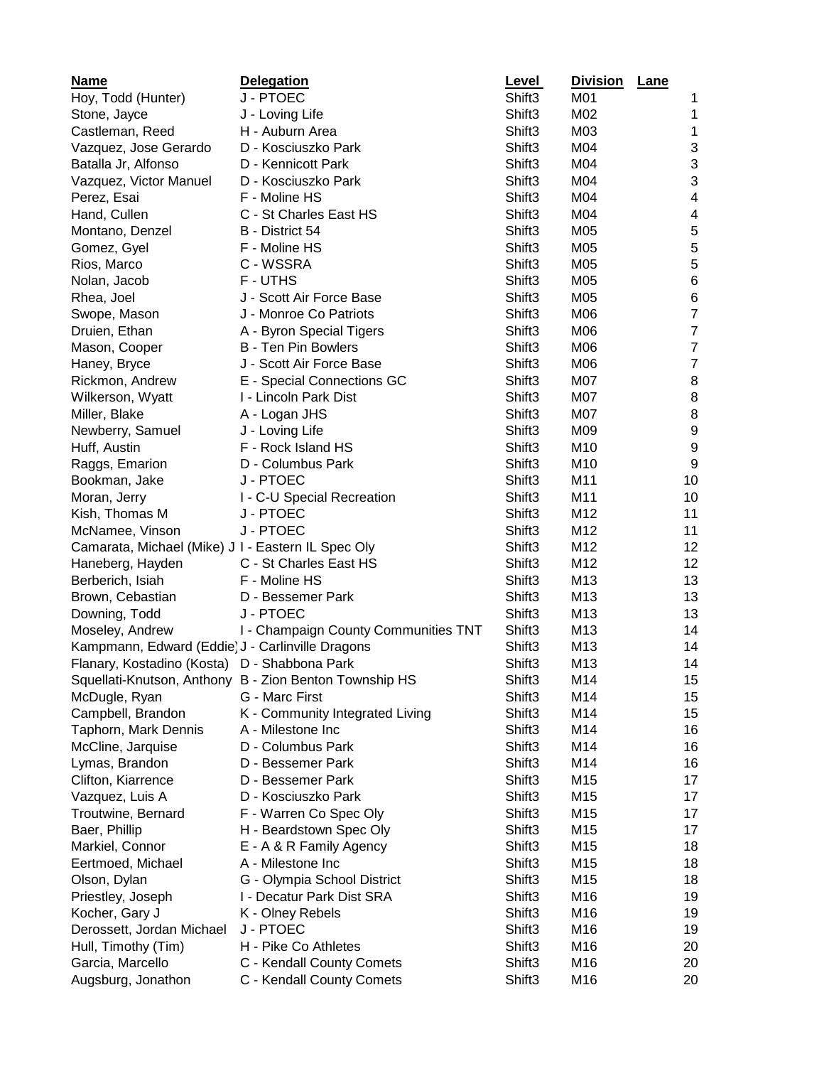| Name | Delegation | Level | Division | Lane |
|---|---|---|---|---|
| Hoy, Todd (Hunter) | J - PTOEC | Shift3 | M01 | 1 |
| Stone, Jayce | J - Loving Life | Shift3 | M02 | 1 |
| Castleman, Reed | H - Auburn Area | Shift3 | M03 | 1 |
| Vazquez, Jose Gerardo | D - Kosciuszko Park | Shift3 | M04 | 3 |
| Batalla Jr, Alfonso | D - Kennicott Park | Shift3 | M04 | 3 |
| Vazquez, Victor Manuel | D - Kosciuszko Park | Shift3 | M04 | 3 |
| Perez, Esai | F - Moline HS | Shift3 | M04 | 4 |
| Hand, Cullen | C - St Charles East HS | Shift3 | M04 | 4 |
| Montano, Denzel | B - District 54 | Shift3 | M05 | 5 |
| Gomez, Gyel | F - Moline HS | Shift3 | M05 | 5 |
| Rios, Marco | C - WSSRA | Shift3 | M05 | 5 |
| Nolan, Jacob | F - UTHS | Shift3 | M05 | 6 |
| Rhea, Joel | J - Scott Air Force Base | Shift3 | M05 | 6 |
| Swope, Mason | J - Monroe Co Patriots | Shift3 | M06 | 7 |
| Druien, Ethan | A - Byron Special Tigers | Shift3 | M06 | 7 |
| Mason, Cooper | B - Ten Pin Bowlers | Shift3 | M06 | 7 |
| Haney, Bryce | J - Scott Air Force Base | Shift3 | M06 | 7 |
| Rickmon, Andrew | E - Special Connections GC | Shift3 | M07 | 8 |
| Wilkerson, Wyatt | I - Lincoln Park Dist | Shift3 | M07 | 8 |
| Miller, Blake | A - Logan JHS | Shift3 | M07 | 8 |
| Newberry, Samuel | J - Loving Life | Shift3 | M09 | 9 |
| Huff, Austin | F - Rock Island HS | Shift3 | M10 | 9 |
| Raggs, Emarion | D - Columbus Park | Shift3 | M10 | 9 |
| Bookman, Jake | J - PTOEC | Shift3 | M11 | 10 |
| Moran, Jerry | I - C-U Special Recreation | Shift3 | M11 | 10 |
| Kish, Thomas M | J - PTOEC | Shift3 | M12 | 11 |
| McNamee, Vinson | J - PTOEC | Shift3 | M12 | 11 |
| Camarata, Michael (Mike) J | I - Eastern IL Spec Oly | Shift3 | M12 | 12 |
| Haneberg, Hayden | C - St Charles East HS | Shift3 | M12 | 12 |
| Berberich, Isiah | F - Moline HS | Shift3 | M13 | 13 |
| Brown, Cebastian | D - Bessemer Park | Shift3 | M13 | 13 |
| Downing, Todd | J - PTOEC | Shift3 | M13 | 13 |
| Moseley, Andrew | I - Champaign County Communities TNT | Shift3 | M13 | 14 |
| Kampmann, Edward (Eddie) | J - Carlinville Dragons | Shift3 | M13 | 14 |
| Flanary, Kostadino (Kosta) | D - Shabbona Park | Shift3 | M13 | 14 |
| Squellati-Knutson, Anthony | B - Zion Benton Township HS | Shift3 | M14 | 15 |
| McDugle, Ryan | G - Marc First | Shift3 | M14 | 15 |
| Campbell, Brandon | K - Community Integrated Living | Shift3 | M14 | 15 |
| Taphorn, Mark Dennis | A - Milestone Inc | Shift3 | M14 | 16 |
| McCline, Jarquise | D - Columbus Park | Shift3 | M14 | 16 |
| Lymas, Brandon | D - Bessemer Park | Shift3 | M14 | 16 |
| Clifton, Kiarrence | D - Bessemer Park | Shift3 | M15 | 17 |
| Vazquez, Luis A | D - Kosciuszko Park | Shift3 | M15 | 17 |
| Troutwine, Bernard | F - Warren Co Spec Oly | Shift3 | M15 | 17 |
| Baer, Phillip | H - Beardstown Spec Oly | Shift3 | M15 | 17 |
| Markiel, Connor | E - A & R Family Agency | Shift3 | M15 | 18 |
| Eertmoed, Michael | A - Milestone Inc | Shift3 | M15 | 18 |
| Olson, Dylan | G - Olympia School District | Shift3 | M15 | 18 |
| Priestley, Joseph | I - Decatur Park Dist SRA | Shift3 | M16 | 19 |
| Kocher, Gary J | K - Olney Rebels | Shift3 | M16 | 19 |
| Derossett, Jordan Michael | J - PTOEC | Shift3 | M16 | 19 |
| Hull, Timothy (Tim) | H - Pike Co Athletes | Shift3 | M16 | 20 |
| Garcia, Marcello | C - Kendall County Comets | Shift3 | M16 | 20 |
| Augsburg, Jonathon | C - Kendall County Comets | Shift3 | M16 | 20 |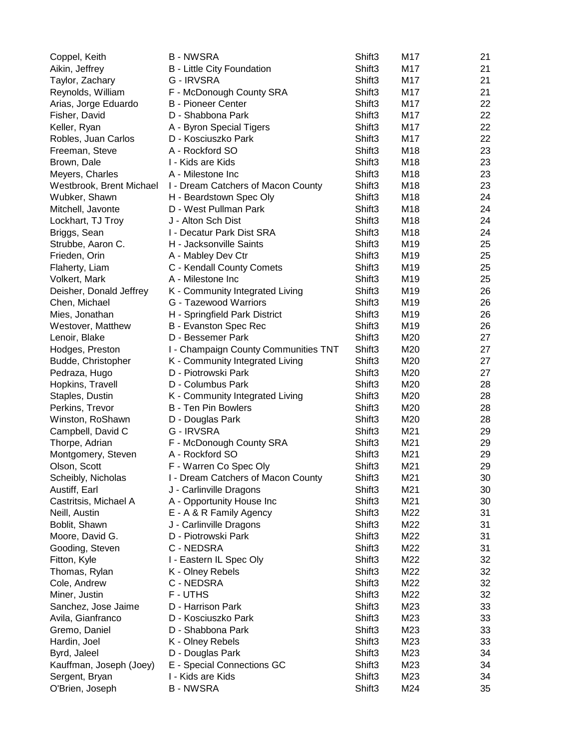| | | | | |
|---|---|---|---|---|
| Coppel, Keith | B - NWSRA | Shift3 | M17 | 21 |
| Aikin, Jeffrey | B - Little City Foundation | Shift3 | M17 | 21 |
| Taylor, Zachary | G - IRVSRA | Shift3 | M17 | 21 |
| Reynolds, William | F - McDonough County SRA | Shift3 | M17 | 21 |
| Arias, Jorge Eduardo | B - Pioneer Center | Shift3 | M17 | 22 |
| Fisher, David | D - Shabbona Park | Shift3 | M17 | 22 |
| Keller, Ryan | A - Byron Special Tigers | Shift3 | M17 | 22 |
| Robles, Juan Carlos | D - Kosciuszko Park | Shift3 | M17 | 22 |
| Freeman, Steve | A - Rockford SO | Shift3 | M18 | 23 |
| Brown, Dale | I - Kids are Kids | Shift3 | M18 | 23 |
| Meyers, Charles | A - Milestone Inc | Shift3 | M18 | 23 |
| Westbrook, Brent Michael | I - Dream Catchers of Macon County | Shift3 | M18 | 23 |
| Wubker, Shawn | H - Beardstown Spec Oly | Shift3 | M18 | 24 |
| Mitchell, Javonte | D - West Pullman Park | Shift3 | M18 | 24 |
| Lockhart, TJ Troy | J - Alton Sch Dist | Shift3 | M18 | 24 |
| Briggs, Sean | I - Decatur Park Dist SRA | Shift3 | M18 | 24 |
| Strubbe, Aaron C. | H - Jacksonville Saints | Shift3 | M19 | 25 |
| Frieden, Orin | A - Mabley Dev Ctr | Shift3 | M19 | 25 |
| Flaherty, Liam | C - Kendall County Comets | Shift3 | M19 | 25 |
| Volkert, Mark | A - Milestone Inc | Shift3 | M19 | 25 |
| Deisher, Donald Jeffrey | K - Community Integrated Living | Shift3 | M19 | 26 |
| Chen, Michael | G - Tazewood Warriors | Shift3 | M19 | 26 |
| Mies, Jonathan | H - Springfield Park District | Shift3 | M19 | 26 |
| Westover, Matthew | B - Evanston Spec Rec | Shift3 | M19 | 26 |
| Lenoir, Blake | D - Bessemer Park | Shift3 | M20 | 27 |
| Hodges, Preston | I - Champaign County Communities TNT | Shift3 | M20 | 27 |
| Budde, Christopher | K - Community Integrated Living | Shift3 | M20 | 27 |
| Pedraza, Hugo | D - Piotrowski Park | Shift3 | M20 | 27 |
| Hopkins, Travell | D - Columbus Park | Shift3 | M20 | 28 |
| Staples, Dustin | K - Community Integrated Living | Shift3 | M20 | 28 |
| Perkins, Trevor | B - Ten Pin Bowlers | Shift3 | M20 | 28 |
| Winston, RoShawn | D - Douglas Park | Shift3 | M20 | 28 |
| Campbell, David C | G - IRVSRA | Shift3 | M21 | 29 |
| Thorpe, Adrian | F - McDonough County SRA | Shift3 | M21 | 29 |
| Montgomery, Steven | A - Rockford SO | Shift3 | M21 | 29 |
| Olson, Scott | F - Warren Co Spec Oly | Shift3 | M21 | 29 |
| Scheibly, Nicholas | I - Dream Catchers of Macon County | Shift3 | M21 | 30 |
| Austiff, Earl | J - Carlinville Dragons | Shift3 | M21 | 30 |
| Castritsis, Michael A | A - Opportunity House Inc | Shift3 | M21 | 30 |
| Neill, Austin | E - A & R Family Agency | Shift3 | M22 | 31 |
| Boblit, Shawn | J - Carlinville Dragons | Shift3 | M22 | 31 |
| Moore, David G. | D - Piotrowski Park | Shift3 | M22 | 31 |
| Gooding, Steven | C - NEDSRA | Shift3 | M22 | 31 |
| Fitton, Kyle | I - Eastern IL Spec Oly | Shift3 | M22 | 32 |
| Thomas, Rylan | K - Olney Rebels | Shift3 | M22 | 32 |
| Cole, Andrew | C - NEDSRA | Shift3 | M22 | 32 |
| Miner, Justin | F - UTHS | Shift3 | M22 | 32 |
| Sanchez, Jose Jaime | D - Harrison Park | Shift3 | M23 | 33 |
| Avila, Gianfranco | D - Kosciuszko Park | Shift3 | M23 | 33 |
| Gremo, Daniel | D - Shabbona Park | Shift3 | M23 | 33 |
| Hardin, Joel | K - Olney Rebels | Shift3 | M23 | 33 |
| Byrd, Jaleel | D - Douglas Park | Shift3 | M23 | 34 |
| Kauffman, Joseph (Joey) | E - Special Connections GC | Shift3 | M23 | 34 |
| Sergent, Bryan | I - Kids are Kids | Shift3 | M23 | 34 |
| O'Brien, Joseph | B - NWSRA | Shift3 | M24 | 35 |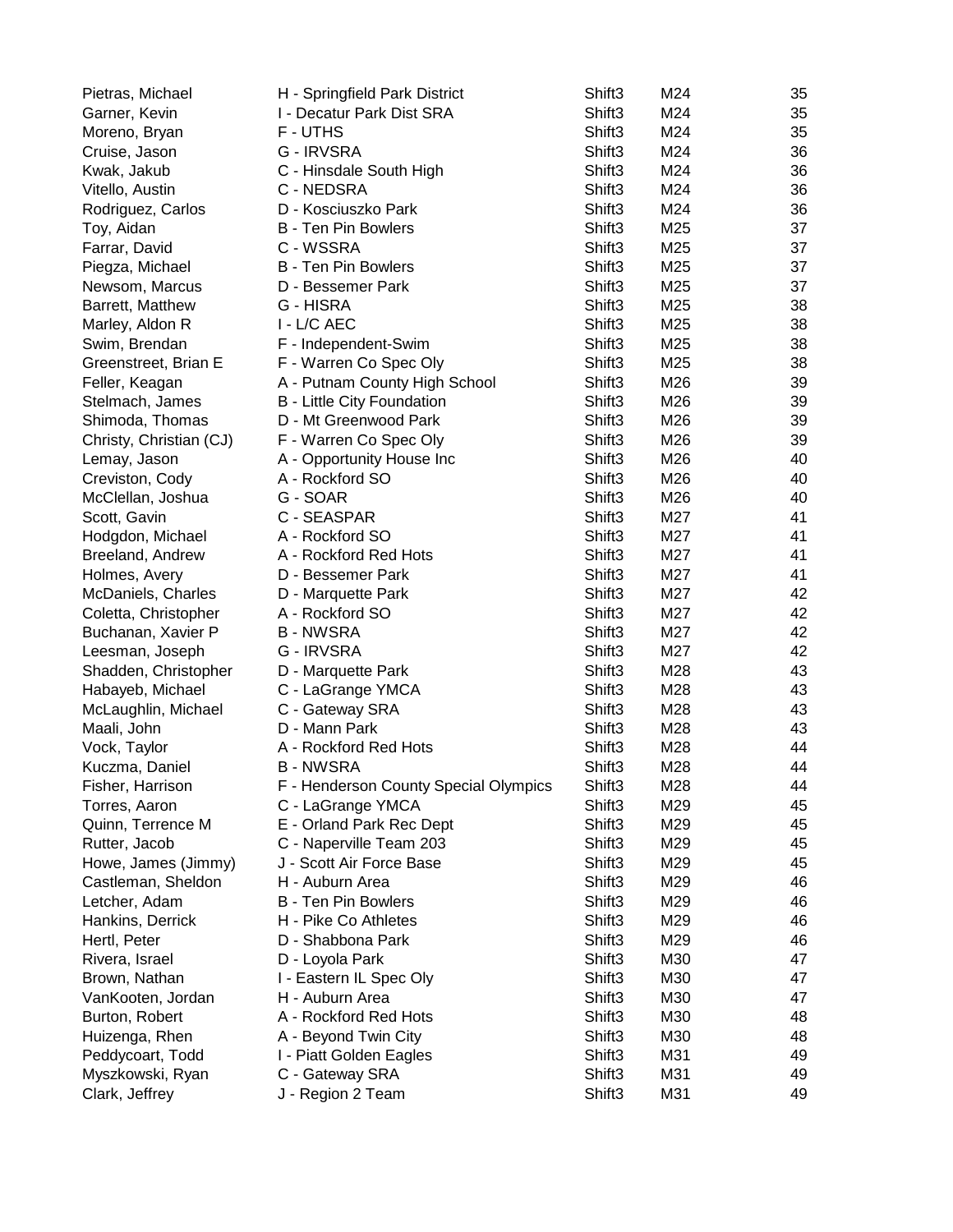| | | | | |
|---|---|---|---|---|
| Pietras, Michael | H - Springfield Park District | Shift3 | M24 | 35 |
| Garner, Kevin | I - Decatur Park Dist SRA | Shift3 | M24 | 35 |
| Moreno, Bryan | F - UTHS | Shift3 | M24 | 35 |
| Cruise, Jason | G - IRVSRA | Shift3 | M24 | 36 |
| Kwak, Jakub | C - Hinsdale South High | Shift3 | M24 | 36 |
| Vitello, Austin | C - NEDSRA | Shift3 | M24 | 36 |
| Rodriguez, Carlos | D - Kosciuszko Park | Shift3 | M24 | 36 |
| Toy, Aidan | B - Ten Pin Bowlers | Shift3 | M25 | 37 |
| Farrar, David | C - WSSRA | Shift3 | M25 | 37 |
| Piegza, Michael | B - Ten Pin Bowlers | Shift3 | M25 | 37 |
| Newsom, Marcus | D - Bessemer Park | Shift3 | M25 | 37 |
| Barrett, Matthew | G - HISRA | Shift3 | M25 | 38 |
| Marley, Aldon R | I - L/C AEC | Shift3 | M25 | 38 |
| Swim, Brendan | F - Independent-Swim | Shift3 | M25 | 38 |
| Greenstreet, Brian E | F - Warren Co Spec Oly | Shift3 | M25 | 38 |
| Feller, Keagan | A - Putnam County High School | Shift3 | M26 | 39 |
| Stelmach, James | B - Little City Foundation | Shift3 | M26 | 39 |
| Shimoda, Thomas | D - Mt Greenwood Park | Shift3 | M26 | 39 |
| Christy, Christian (CJ) | F - Warren Co Spec Oly | Shift3 | M26 | 39 |
| Lemay, Jason | A - Opportunity House Inc | Shift3 | M26 | 40 |
| Creviston, Cody | A - Rockford SO | Shift3 | M26 | 40 |
| McClellan, Joshua | G - SOAR | Shift3 | M26 | 40 |
| Scott, Gavin | C - SEASPAR | Shift3 | M27 | 41 |
| Hodgdon, Michael | A - Rockford SO | Shift3 | M27 | 41 |
| Breeland, Andrew | A - Rockford Red Hots | Shift3 | M27 | 41 |
| Holmes, Avery | D - Bessemer Park | Shift3 | M27 | 41 |
| McDaniels, Charles | D - Marquette Park | Shift3 | M27 | 42 |
| Coletta, Christopher | A - Rockford SO | Shift3 | M27 | 42 |
| Buchanan, Xavier P | B - NWSRA | Shift3 | M27 | 42 |
| Leesman, Joseph | G - IRVSRA | Shift3 | M27 | 42 |
| Shadden, Christopher | D - Marquette Park | Shift3 | M28 | 43 |
| Habayeb, Michael | C - LaGrange YMCA | Shift3 | M28 | 43 |
| McLaughlin, Michael | C - Gateway SRA | Shift3 | M28 | 43 |
| Maali, John | D - Mann Park | Shift3 | M28 | 43 |
| Vock, Taylor | A - Rockford Red Hots | Shift3 | M28 | 44 |
| Kuczma, Daniel | B - NWSRA | Shift3 | M28 | 44 |
| Fisher, Harrison | F - Henderson County Special Olympics | Shift3 | M28 | 44 |
| Torres, Aaron | C - LaGrange YMCA | Shift3 | M29 | 45 |
| Quinn, Terrence M | E - Orland Park Rec Dept | Shift3 | M29 | 45 |
| Rutter, Jacob | C - Naperville Team 203 | Shift3 | M29 | 45 |
| Howe, James (Jimmy) | J - Scott Air Force Base | Shift3 | M29 | 45 |
| Castleman, Sheldon | H - Auburn Area | Shift3 | M29 | 46 |
| Letcher, Adam | B - Ten Pin Bowlers | Shift3 | M29 | 46 |
| Hankins, Derrick | H - Pike Co Athletes | Shift3 | M29 | 46 |
| Hertl, Peter | D - Shabbona Park | Shift3 | M29 | 46 |
| Rivera, Israel | D - Loyola Park | Shift3 | M30 | 47 |
| Brown, Nathan | I - Eastern IL Spec Oly | Shift3 | M30 | 47 |
| VanKooten, Jordan | H - Auburn Area | Shift3 | M30 | 47 |
| Burton, Robert | A - Rockford Red Hots | Shift3 | M30 | 48 |
| Huizenga, Rhen | A - Beyond Twin City | Shift3 | M30 | 48 |
| Peddycoart, Todd | I - Piatt Golden Eagles | Shift3 | M31 | 49 |
| Myszkowski, Ryan | C - Gateway SRA | Shift3 | M31 | 49 |
| Clark, Jeffrey | J - Region 2 Team | Shift3 | M31 | 49 |